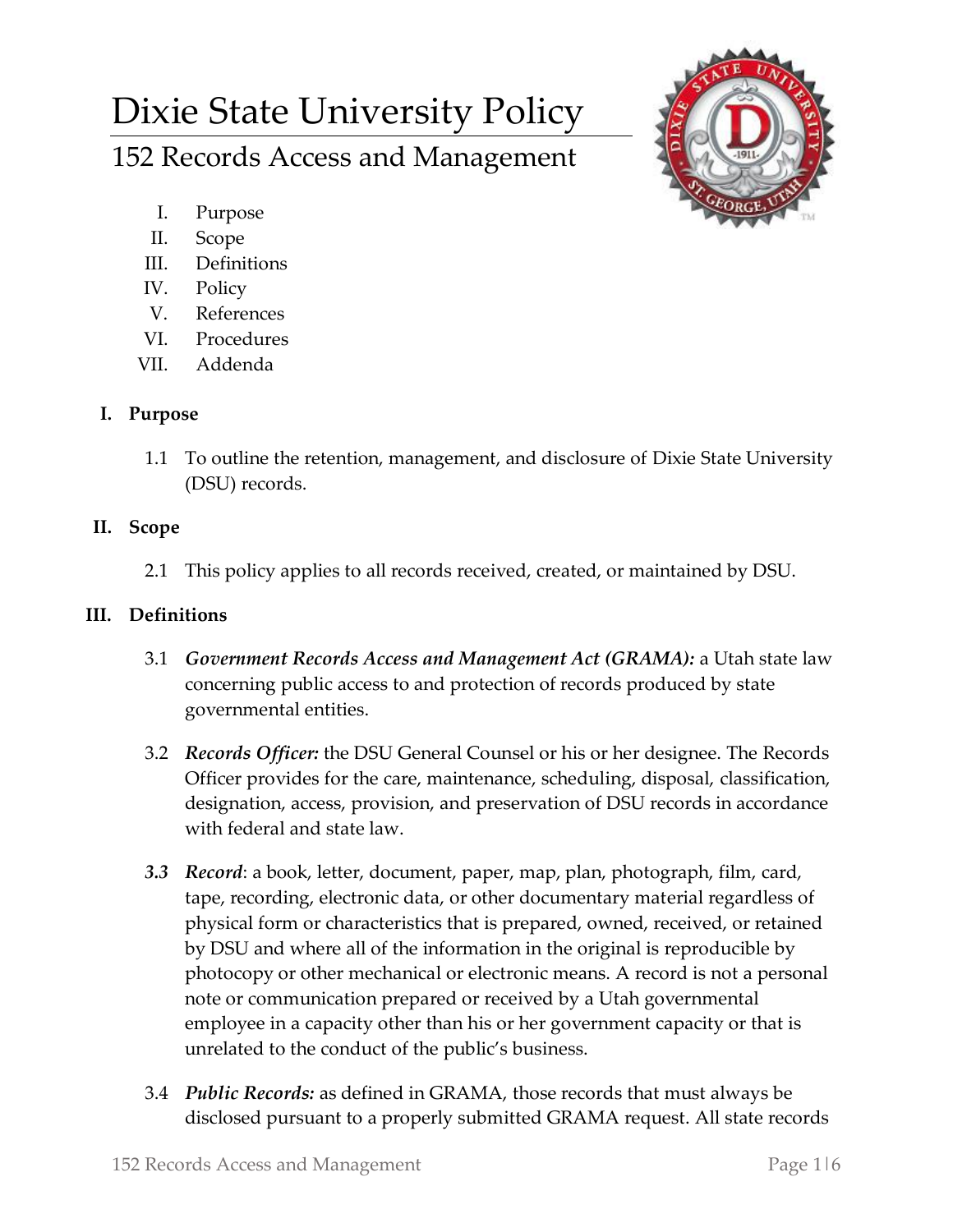# Dixie State University Policy

## 152 Records Access and Management

I. Purpose
II. Scope
III. Definitions
IV. Policy
V. References
VI. Procedures
VII. Addenda

### I. Purpose

1.1 To outline the retention, management, and disclosure of Dixie State University (DSU) records.

### II. Scope

2.1 This policy applies to all records received, created, or maintained by DSU.

### III. Definitions

3.1 ***Government Records Access and Management Act (GRAMA):*** a Utah state law concerning public access to and protection of records produced by state governmental entities.

3.2 ***Records Officer:*** the DSU General Counsel or his or her designee. The Records Officer provides for the care, maintenance, scheduling, disposal, classification, designation, access, provision, and preservation of DSU records in accordance with federal and state law.

***3.3*** ***Record***: a book, letter, document, paper, map, plan, photograph, film, card, tape, recording, electronic data, or other documentary material regardless of physical form or characteristics that is prepared, owned, received, or retained by DSU and where all of the information in the original is reproducible by photocopy or other mechanical or electronic means. A record is not a personal note or communication prepared or received by a Utah governmental employee in a capacity other than his or her government capacity or that is unrelated to the conduct of the public's business.

3.4 ***Public Records:*** as defined in GRAMA, those records that must always be disclosed pursuant to a properly submitted GRAMA request. All state records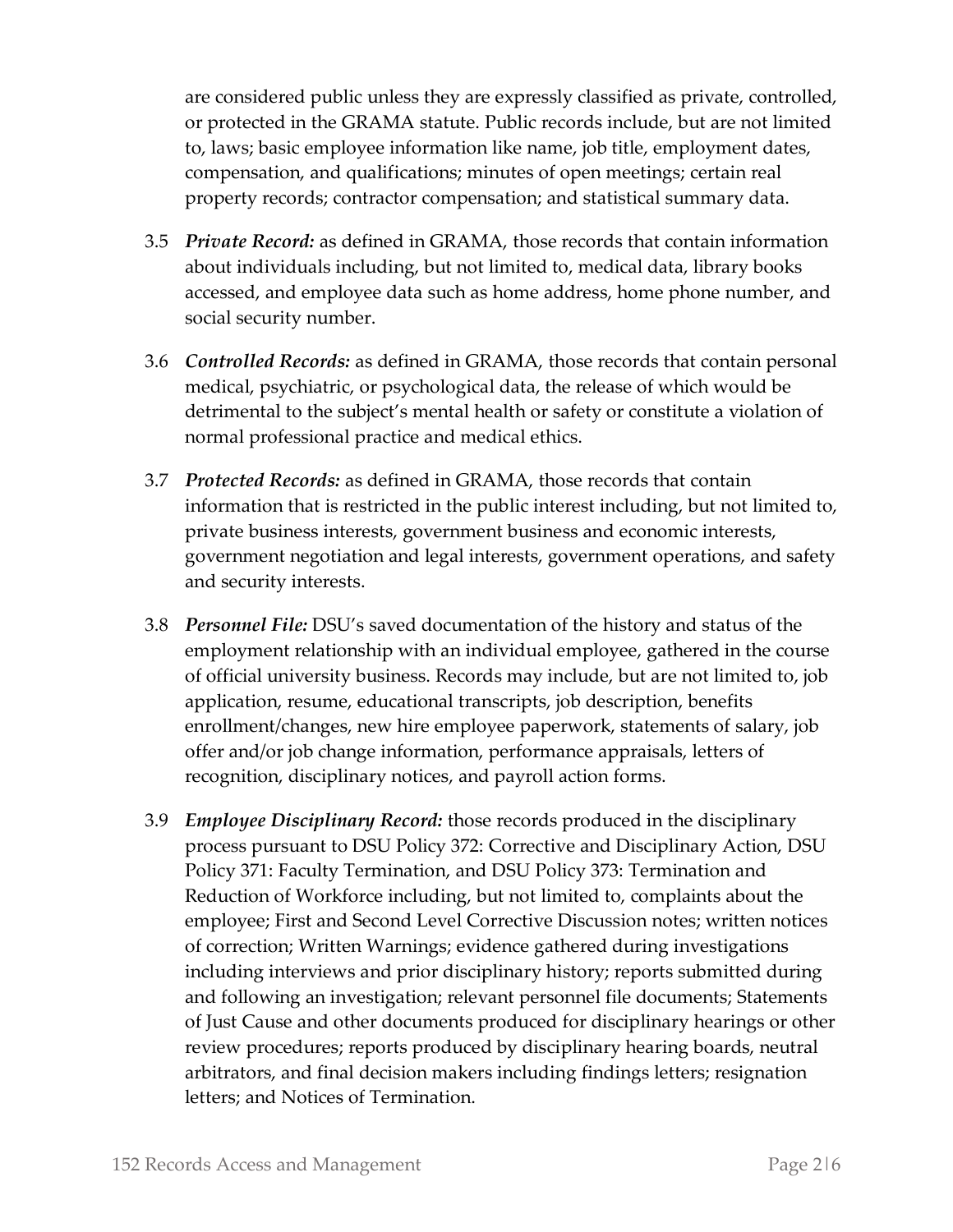are considered public unless they are expressly classified as private, controlled, or protected in the GRAMA statute. Public records include, but are not limited to, laws; basic employee information like name, job title, employment dates, compensation, and qualifications; minutes of open meetings; certain real property records; contractor compensation; and statistical summary data.

3.5 ***Private Record:*** as defined in GRAMA, those records that contain information about individuals including, but not limited to, medical data, library books accessed, and employee data such as home address, home phone number, and social security number.

3.6 ***Controlled Records:*** as defined in GRAMA, those records that contain personal medical, psychiatric, or psychological data, the release of which would be detrimental to the subject's mental health or safety or constitute a violation of normal professional practice and medical ethics.

3.7 ***Protected Records:*** as defined in GRAMA, those records that contain information that is restricted in the public interest including, but not limited to, private business interests, government business and economic interests, government negotiation and legal interests, government operations, and safety and security interests.

3.8 ***Personnel File:*** DSU's saved documentation of the history and status of the employment relationship with an individual employee, gathered in the course of official university business. Records may include, but are not limited to, job application, resume, educational transcripts, job description, benefits enrollment/changes, new hire employee paperwork, statements of salary, job offer and/or job change information, performance appraisals, letters of recognition, disciplinary notices, and payroll action forms.

3.9 ***Employee Disciplinary Record:*** those records produced in the disciplinary process pursuant to DSU Policy 372: Corrective and Disciplinary Action, DSU Policy 371: Faculty Termination, and DSU Policy 373: Termination and Reduction of Workforce including, but not limited to, complaints about the employee; First and Second Level Corrective Discussion notes; written notices of correction; Written Warnings; evidence gathered during investigations including interviews and prior disciplinary history; reports submitted during and following an investigation; relevant personnel file documents; Statements of Just Cause and other documents produced for disciplinary hearings or other review procedures; reports produced by disciplinary hearing boards, neutral arbitrators, and final decision makers including findings letters; resignation letters; and Notices of Termination.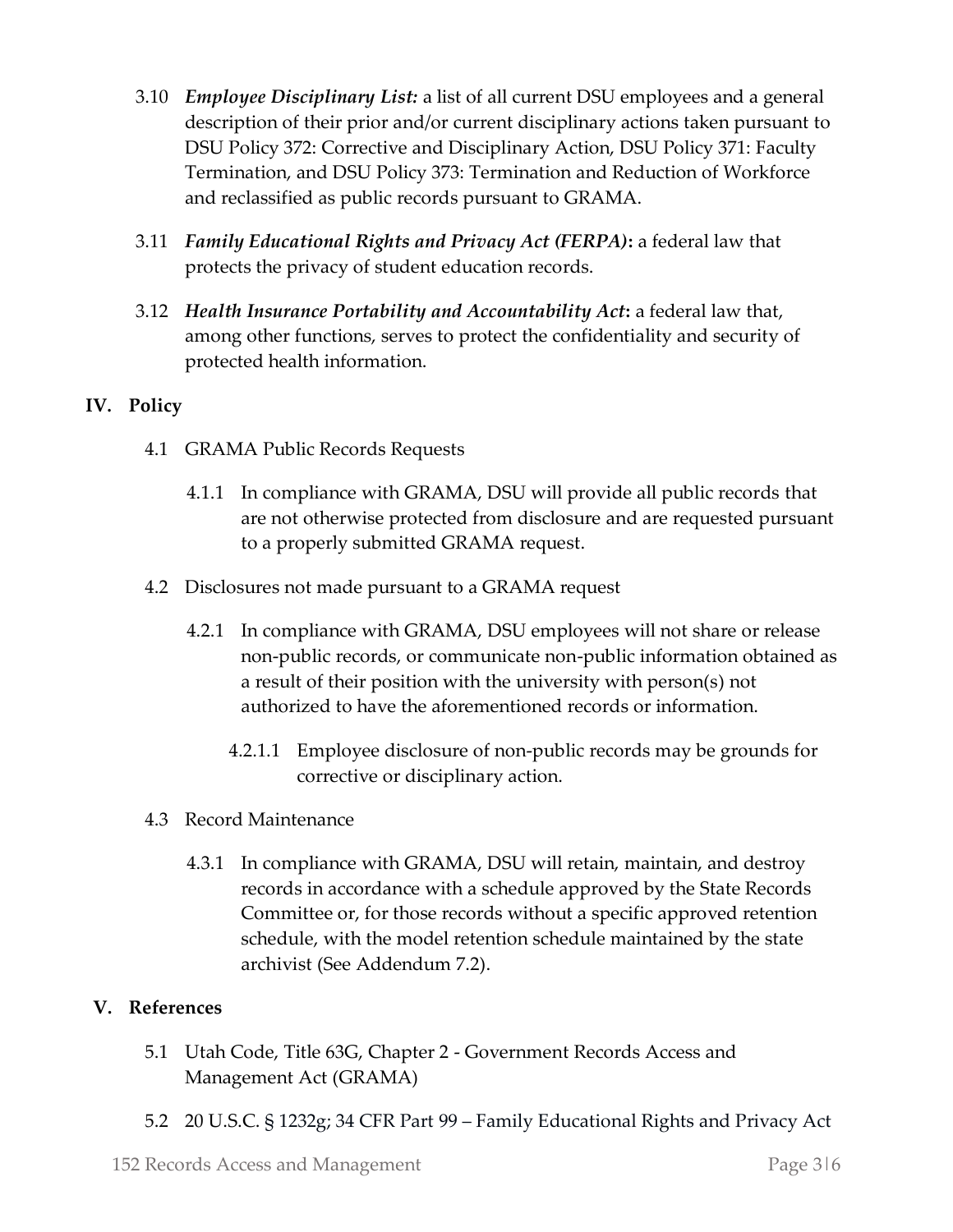3.10 ***Employee Disciplinary List:*** a list of all current DSU employees and a general description of their prior and/or current disciplinary actions taken pursuant to DSU Policy 372: Corrective and Disciplinary Action, DSU Policy 371: Faculty Termination, and DSU Policy 373: Termination and Reduction of Workforce and reclassified as public records pursuant to GRAMA.

3.11 ***Family Educational Rights and Privacy Act (FERPA)*:** a federal law that protects the privacy of student education records.

3.12 ***Health Insurance Portability and Accountability Act*:** a federal law that, among other functions, serves to protect the confidentiality and security of protected health information.

## IV. Policy

4.1 GRAMA Public Records Requests

4.1.1 In compliance with GRAMA, DSU will provide all public records that are not otherwise protected from disclosure and are requested pursuant to a properly submitted GRAMA request.

4.2 Disclosures not made pursuant to a GRAMA request

4.2.1 In compliance with GRAMA, DSU employees will not share or release non-public records, or communicate non-public information obtained as a result of their position with the university with person(s) not authorized to have the aforementioned records or information.

4.2.1.1 Employee disclosure of non-public records may be grounds for corrective or disciplinary action.

4.3 Record Maintenance

4.3.1 In compliance with GRAMA, DSU will retain, maintain, and destroy records in accordance with a schedule approved by the State Records Committee or, for those records without a specific approved retention schedule, with the model retention schedule maintained by the state archivist (See Addendum 7.2).

## V. References

5.1 Utah Code, Title 63G, Chapter 2 - Government Records Access and Management Act (GRAMA)

5.2 20 U.S.C. § 1232g; 34 CFR Part 99 – Family Educational Rights and Privacy Act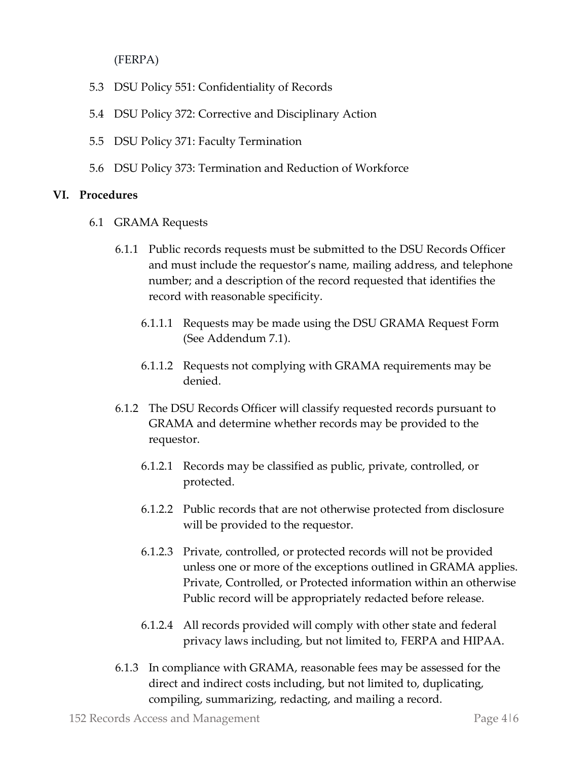(FERPA)

5.3 DSU Policy 551: Confidentiality of Records

5.4 DSU Policy 372: Corrective and Disciplinary Action

5.5 DSU Policy 371: Faculty Termination

5.6 DSU Policy 373: Termination and Reduction of Workforce

## VI. Procedures

6.1 GRAMA Requests

6.1.1 Public records requests must be submitted to the DSU Records Officer and must include the requestor's name, mailing address, and telephone number; and a description of the record requested that identifies the record with reasonable specificity.

6.1.1.1 Requests may be made using the DSU GRAMA Request Form (See Addendum 7.1).

6.1.1.2 Requests not complying with GRAMA requirements may be denied.

6.1.2 The DSU Records Officer will classify requested records pursuant to GRAMA and determine whether records may be provided to the requestor.

6.1.2.1 Records may be classified as public, private, controlled, or protected.

6.1.2.2 Public records that are not otherwise protected from disclosure will be provided to the requestor.

6.1.2.3 Private, controlled, or protected records will not be provided unless one or more of the exceptions outlined in GRAMA applies. Private, Controlled, or Protected information within an otherwise Public record will be appropriately redacted before release.

6.1.2.4 All records provided will comply with other state and federal privacy laws including, but not limited to, FERPA and HIPAA.

6.1.3 In compliance with GRAMA, reasonable fees may be assessed for the direct and indirect costs including, but not limited to, duplicating, compiling, summarizing, redacting, and mailing a record.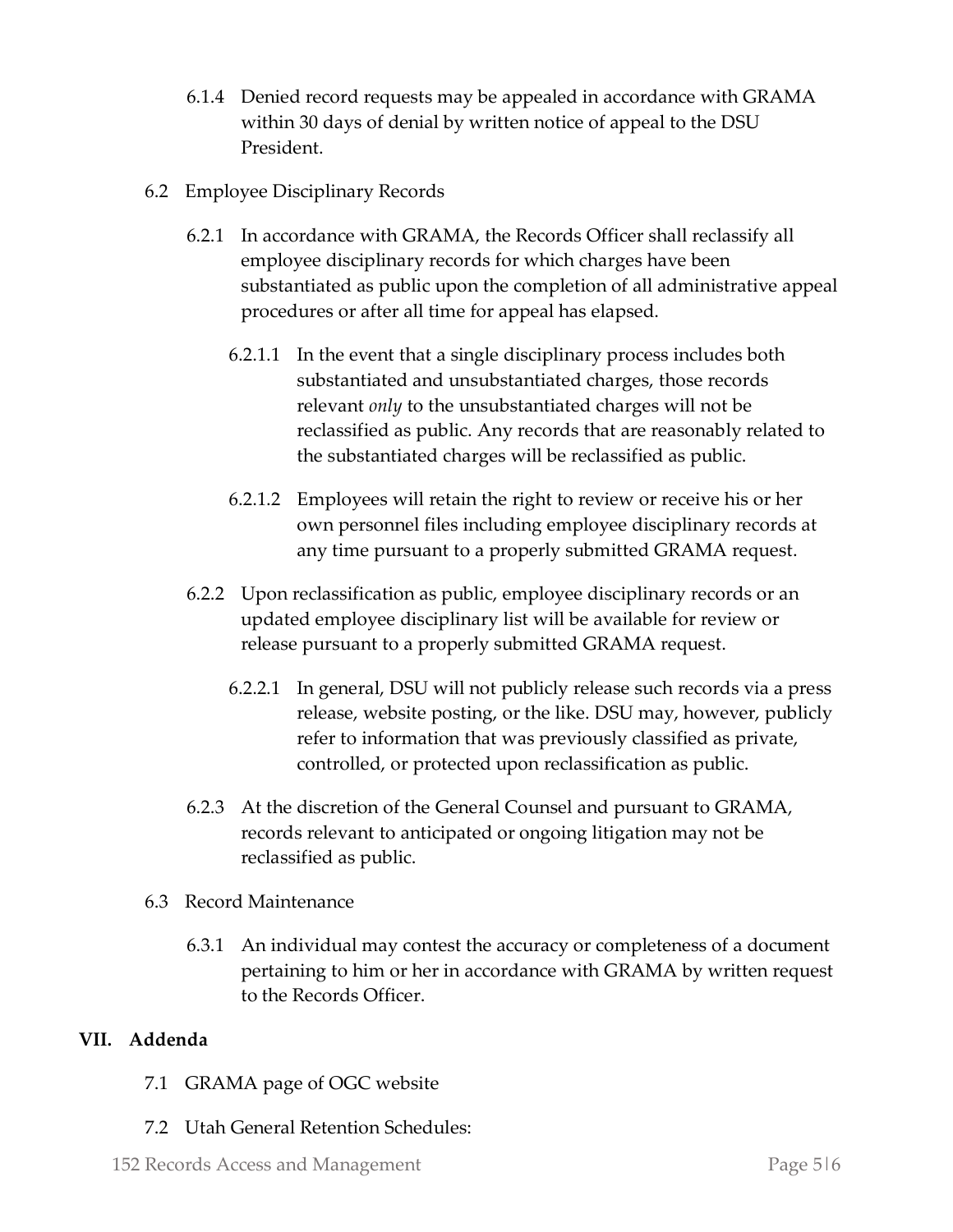6.1.4 Denied record requests may be appealed in accordance with GRAMA within 30 days of denial by written notice of appeal to the DSU President.

6.2 Employee Disciplinary Records

6.2.1 In accordance with GRAMA, the Records Officer shall reclassify all employee disciplinary records for which charges have been substantiated as public upon the completion of all administrative appeal procedures or after all time for appeal has elapsed.

6.2.1.1 In the event that a single disciplinary process includes both substantiated and unsubstantiated charges, those records relevant *only* to the unsubstantiated charges will not be reclassified as public. Any records that are reasonably related to the substantiated charges will be reclassified as public.

6.2.1.2 Employees will retain the right to review or receive his or her own personnel files including employee disciplinary records at any time pursuant to a properly submitted GRAMA request.

6.2.2 Upon reclassification as public, employee disciplinary records or an updated employee disciplinary list will be available for review or release pursuant to a properly submitted GRAMA request.

6.2.2.1 In general, DSU will not publicly release such records via a press release, website posting, or the like. DSU may, however, publicly refer to information that was previously classified as private, controlled, or protected upon reclassification as public.

6.2.3 At the discretion of the General Counsel and pursuant to GRAMA, records relevant to anticipated or ongoing litigation may not be reclassified as public.

6.3 Record Maintenance

6.3.1 An individual may contest the accuracy or completeness of a document pertaining to him or her in accordance with GRAMA by written request to the Records Officer.

## VII. Addenda

7.1 GRAMA page of OGC website

7.2 Utah General Retention Schedules: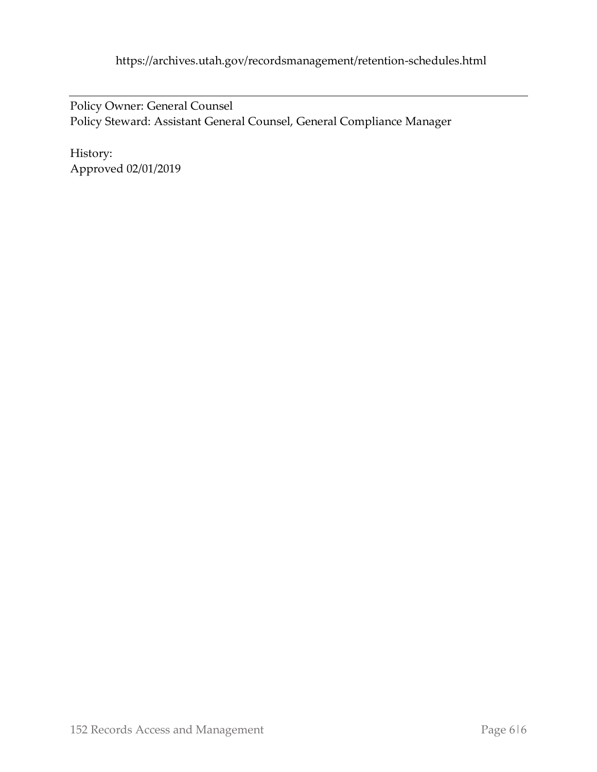https://archives.utah.gov/recordsmanagement/retention-schedules.html

---

Policy Owner: General Counsel
Policy Steward: Assistant General Counsel, General Compliance Manager

History:
Approved 02/01/2019